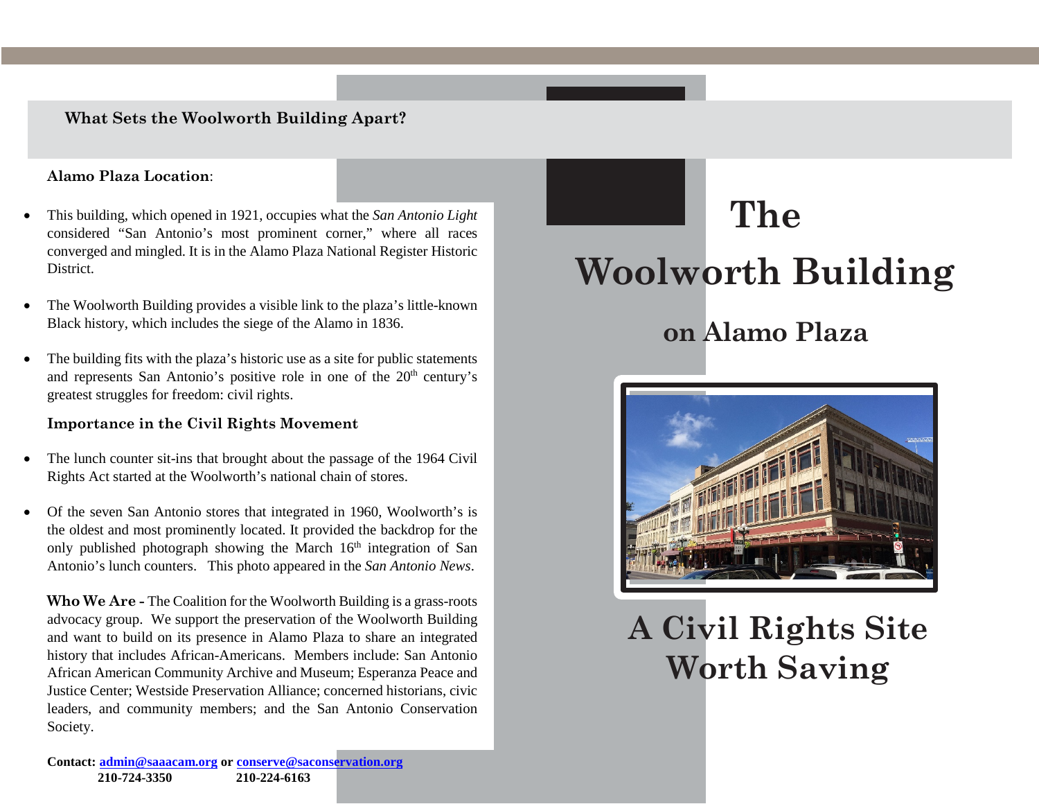# The Woolworth Building

## on Alamo Plaza

## A Civil Rights Site Worth Saving

### What Sets the Woolworth Building Apart?

**Alamo Plaza Location**:

- This building, which opened in 1921, occupies what the *San Antonio Light* considered "San Antonio's most prominent corner," where all races converged and mingled. It is in the Alamo Plaza National Register Historic District.
- The Woolworth Building provides a visible link to the plaza's little-known Black history, which includes the siege of the Alamo in 1836.
- The building fits with the plaza's historic use as a site for public statements and represents San Antonio's positive role in one of the 20th century's greatest struggles for freedom: civil rights.

**Importance in the Civil Rights Movement**

- The lunch counter sit-ins that brought about the passage of the 1964 Civil Rights Act started at the Woolworth's national chain of stores.
- Of the seven San Antonio stores that integrated in 1960, Woolworth's is the oldest and most prominently located. It provided the backdrop for the only published photograph showing the March 16th integration of San Antonio's lunch counters. This photo appeared in the *San Antonio News*.

**Who We Are -** The Coalition for the Woolworth Building is a grass-roots advocacy group. We support the preservation of the Woolworth Building and want to build on its presence in Alamo Plaza to share an integrated history that includes African-Americans. Members include: San Antonio African American Community Archive and Museum; Esperanza Peace and Justice Center; Westside Preservation Alliance; concerned historians, civic leaders, and community members; and the San Antonio Conservation Society.

**Contact: admin@saaacam.org or conserve@saconservation.org**
**210-724-3350 210-224-6163**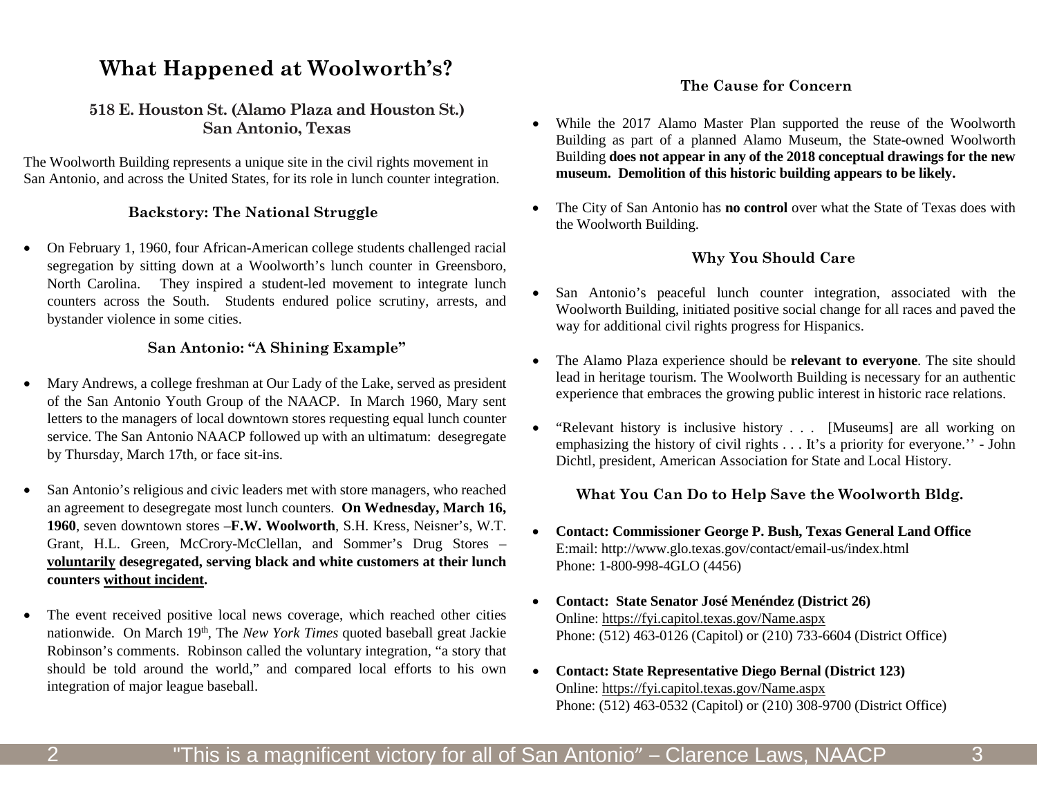# What Happened at Woolworth's?

### 518 E. Houston St. (Alamo Plaza and Houston St.)
### San Antonio, Texas

The Woolworth Building represents a unique site in the civil rights movement in San Antonio, and across the United States, for its role in lunch counter integration.

## Backstory: The National Struggle

- On February 1, 1960, four African-American college students challenged racial segregation by sitting down at a Woolworth's lunch counter in Greensboro, North Carolina. They inspired a student-led movement to integrate lunch counters across the South. Students endured police scrutiny, arrests, and bystander violence in some cities.

## San Antonio: "A Shining Example"

- Mary Andrews, a college freshman at Our Lady of the Lake, served as president of the San Antonio Youth Group of the NAACP. In March 1960, Mary sent letters to the managers of local downtown stores requesting equal lunch counter service. The San Antonio NAACP followed up with an ultimatum: desegregate by Thursday, March 17th, or face sit-ins.

- San Antonio's religious and civic leaders met with store managers, who reached an agreement to desegregate most lunch counters. **On Wednesday, March 16, 1960**, seven downtown stores –**F.W. Woolworth**, S.H. Kress, Neisner's, W.T. Grant, H.L. Green, McCrory-McClellan, and Sommer's Drug Stores – **<u>voluntarily</u> desegregated, serving black and white customers at their lunch counters <u>without incident</u>.**

- The event received positive local news coverage, which reached other cities nationwide. On March 19th, The *New York Times* quoted baseball great Jackie Robinson's comments. Robinson called the voluntary integration, "a story that should be told around the world," and compared local efforts to his own integration of major league baseball.

## The Cause for Concern

- While the 2017 Alamo Master Plan supported the reuse of the Woolworth Building as part of a planned Alamo Museum, the State-owned Woolworth Building **does not appear in any of the 2018 conceptual drawings for the new museum. Demolition of this historic building appears to be likely.**

- The City of San Antonio has **no control** over what the State of Texas does with the Woolworth Building.

## Why You Should Care

- San Antonio's peaceful lunch counter integration, associated with the Woolworth Building, initiated positive social change for all races and paved the way for additional civil rights progress for Hispanics.

- The Alamo Plaza experience should be **relevant to everyone**. The site should lead in heritage tourism. The Woolworth Building is necessary for an authentic experience that embraces the growing public interest in historic race relations.

- "Relevant history is inclusive history . . . [Museums] are all working on emphasizing the history of civil rights . . . It's a priority for everyone.'' - John Dichtl, president, American Association for State and Local History.

## What You Can Do to Help Save the Woolworth Bldg.

- **Contact: Commissioner George P. Bush, Texas General Land Office**
  E:mail: http://www.glo.texas.gov/contact/email-us/index.html
  Phone: 1-800-998-4GLO (4456)

- **Contact: State Senator José Menéndez (District 26)**
  Online: https://fyi.capitol.texas.gov/Name.aspx
  Phone: (512) 463-0126 (Capitol) or (210) 733-6604 (District Office)

- **Contact: State Representative Diego Bernal (District 123)**
  Online: https://fyi.capitol.texas.gov/Name.aspx
  Phone: (512) 463-0532 (Capitol) or (210) 308-9700 (District Office)

"This is a magnificent victory for all of San Antonio" – Clarence Laws, NAACP